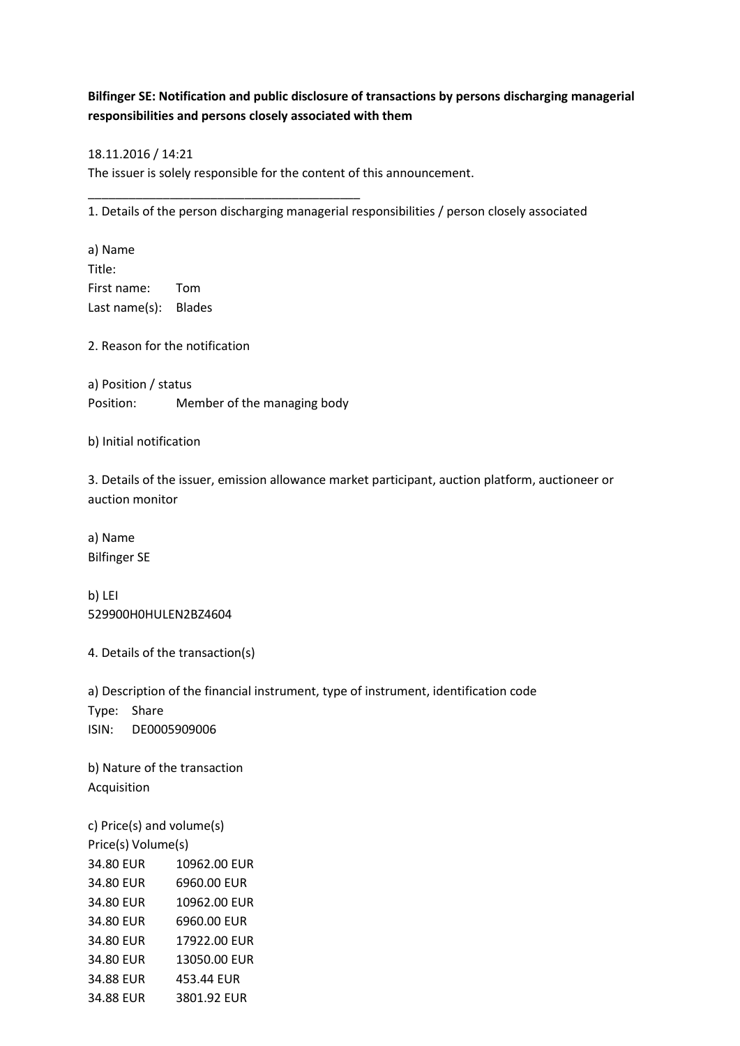**Bilfinger SE: Notification and public disclosure of transactions by persons discharging managerial responsibilities and persons closely associated with them**

18.11.2016 / 14:21
The issuer is solely responsible for the content of this announcement.

________________________________________

1. Details of the person discharging managerial responsibilities / person closely associated

a) Name

Title:
First name: Tom
Last name(s): Blades

2. Reason for the notification

a) Position / status

Position: Member of the managing body

b) Initial notification

3. Details of the issuer, emission allowance market participant, auction platform, auctioneer or auction monitor

a) Name

Bilfinger SE

b) LEI

529900H0HULEN2BZ4604

4. Details of the transaction(s)

a) Description of the financial instrument, type of instrument, identification code

Type: Share
ISIN: DE0005909006

b) Nature of the transaction

Acquisition

c) Price(s) and volume(s)

| Price(s) | Volume(s) |
| --- | --- |
| 34.80 EUR | 10962.00 EUR |
| 34.80 EUR | 6960.00 EUR |
| 34.80 EUR | 10962.00 EUR |
| 34.80 EUR | 6960.00 EUR |
| 34.80 EUR | 17922.00 EUR |
| 34.80 EUR | 13050.00 EUR |
| 34.88 EUR | 453.44 EUR |
| 34.88 EUR | 3801.92 EUR |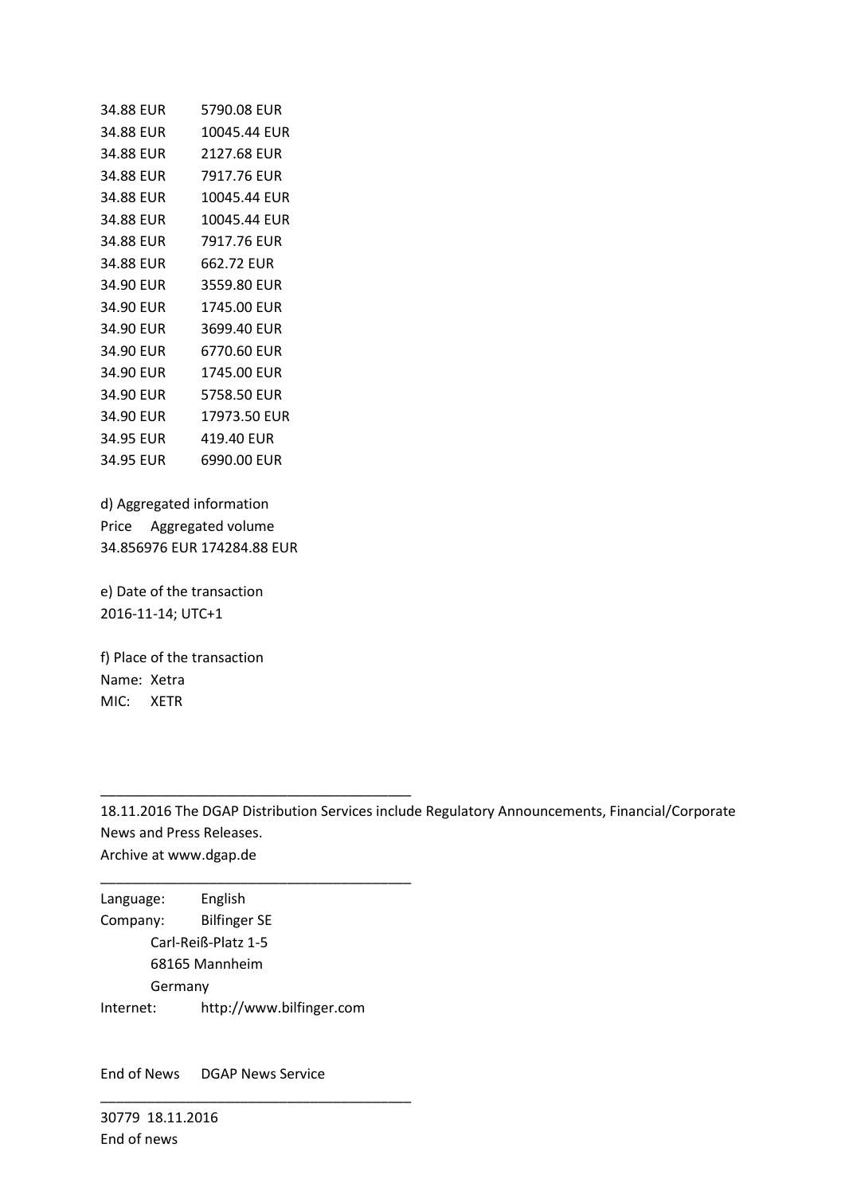| | |
|---|---|
| 34.88 EUR | 5790.08 EUR |
| 34.88 EUR | 10045.44 EUR |
| 34.88 EUR | 2127.68 EUR |
| 34.88 EUR | 7917.76 EUR |
| 34.88 EUR | 10045.44 EUR |
| 34.88 EUR | 10045.44 EUR |
| 34.88 EUR | 7917.76 EUR |
| 34.88 EUR | 662.72 EUR |
| 34.90 EUR | 3559.80 EUR |
| 34.90 EUR | 1745.00 EUR |
| 34.90 EUR | 3699.40 EUR |
| 34.90 EUR | 6770.60 EUR |
| 34.90 EUR | 1745.00 EUR |
| 34.90 EUR | 5758.50 EUR |
| 34.90 EUR | 17973.50 EUR |
| 34.95 EUR | 419.40 EUR |
| 34.95 EUR | 6990.00 EUR |

d) Aggregated information

| Price | Aggregated volume |
|---|---|
| 34.856976 EUR | 174284.88 EUR |

e) Date of the transaction
2016-11-14; UTC+1

f) Place of the transaction
Name: Xetra
MIC: XETR

---

18.11.2016 The DGAP Distribution Services include Regulatory Announcements, Financial/Corporate News and Press Releases.
Archive at www.dgap.de

---

Language: English
Company: Bilfinger SE
Carl-Reiß-Platz 1-5
68165 Mannheim
Germany
Internet: http://www.bilfinger.com

End of News DGAP News Service

---

30779 18.11.2016
End of news